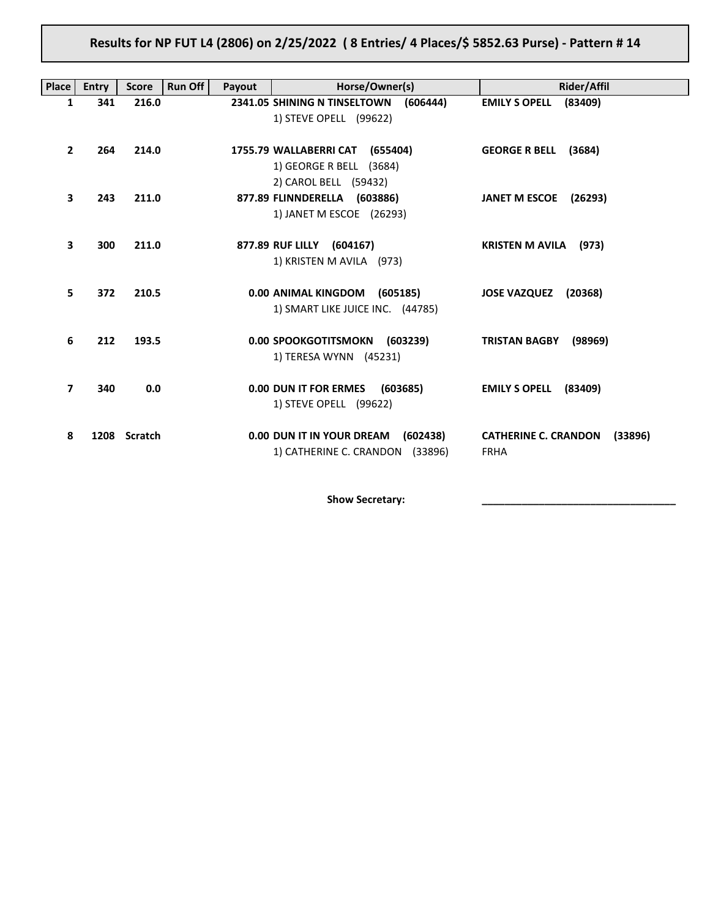# Results for NP FUT L4 (2806) on 2/25/2022 ( 8 Entries/ 4 Places/$ 5852.63 Purse) - Pattern # 14

| Place | Entry | Score | Run Off | Payout | Horse/Owner(s) | Rider/Affil |
|---|---|---|---|---|---|---|
| 1 | 341 | 216.0 | | 2341.05 | **SHINING N TINSELTOWN (606444)**<br>1) STEVE OPELL (99622) | **EMILY S OPELL (83409)** |
| 2 | 264 | 214.0 | | 1755.79 | **WALLABERRI CAT (655404)**<br>1) GEORGE R BELL (3684)<br>2) CAROL BELL (59432) | **GEORGE R BELL (3684)** |
| 3 | 243 | 211.0 | | 877.89 | **FLINNDERELLA (603886)**<br>1) JANET M ESCOE (26293) | **JANET M ESCOE (26293)** |
| 3 | 300 | 211.0 | | 877.89 | **RUF LILLY (604167)**<br>1) KRISTEN M AVILA (973) | **KRISTEN M AVILA (973)** |
| 5 | 372 | 210.5 | | 0.00 | **ANIMAL KINGDOM (605185)**<br>1) SMART LIKE JUICE INC. (44785) | **JOSE VAZQUEZ (20368)** |
| 6 | 212 | 193.5 | | 0.00 | **SPOOKGOTITSMOKN (603239)**<br>1) TERESA WYNN (45231) | **TRISTAN BAGBY (98969)** |
| 7 | 340 | 0.0 | | 0.00 | **DUN IT FOR ERMES (603685)**<br>1) STEVE OPELL (99622) | **EMILY S OPELL (83409)** |
| 8 | 1208 | Scratch | | 0.00 | **DUN IT IN YOUR DREAM (602438)**<br>1) CATHERINE C. CRANDON (33896) | **CATHERINE C. CRANDON (33896)**<br>FRHA |

**Show Secretary:** ________________________________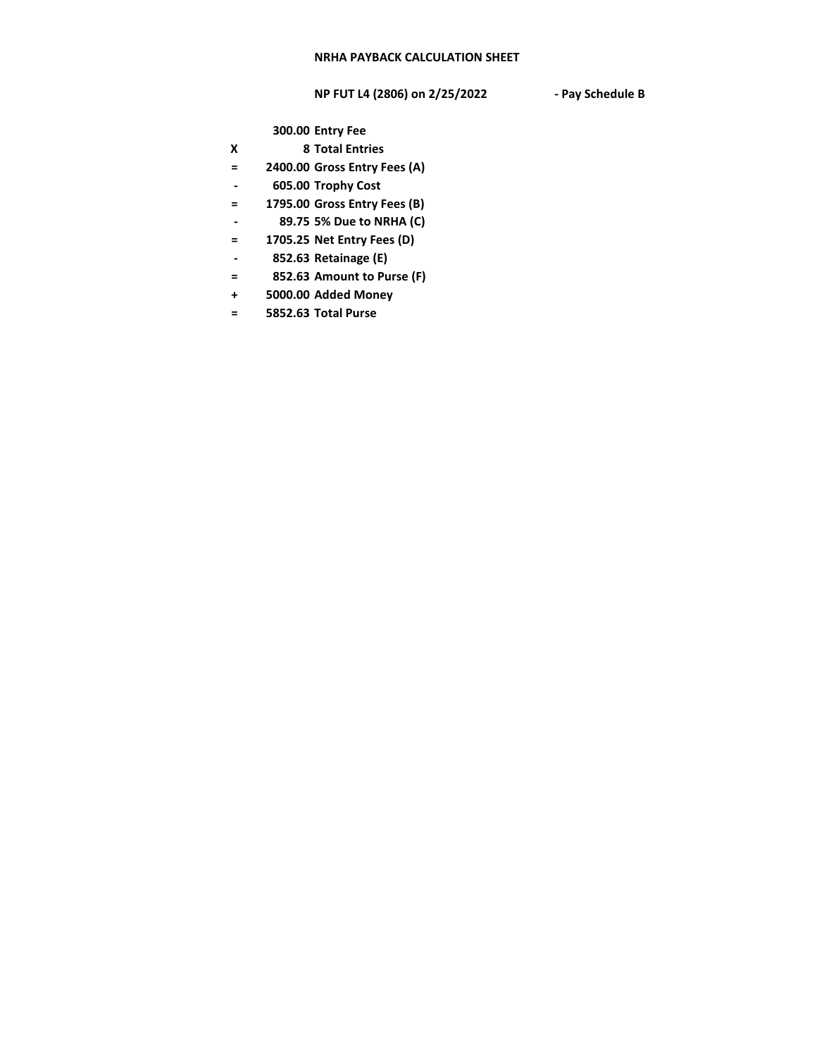**NRHA PAYBACK CALCULATION SHEET**

**NP FUT L4 (2806) on 2/25/2022 - Pay Schedule B**

| | | |
|---|---|---|
| | 300.00 | Entry Fee |
| X | 8 | Total Entries |
| = | 2400.00 | Gross Entry Fees (A) |
| - | 605.00 | Trophy Cost |
| = | 1795.00 | Gross Entry Fees (B) |
| - | 89.75 | 5% Due to NRHA (C) |
| = | 1705.25 | Net Entry Fees (D) |
| - | 852.63 | Retainage (E) |
| = | 852.63 | Amount to Purse (F) |
| + | 5000.00 | Added Money |
| = | 5852.63 | Total Purse |